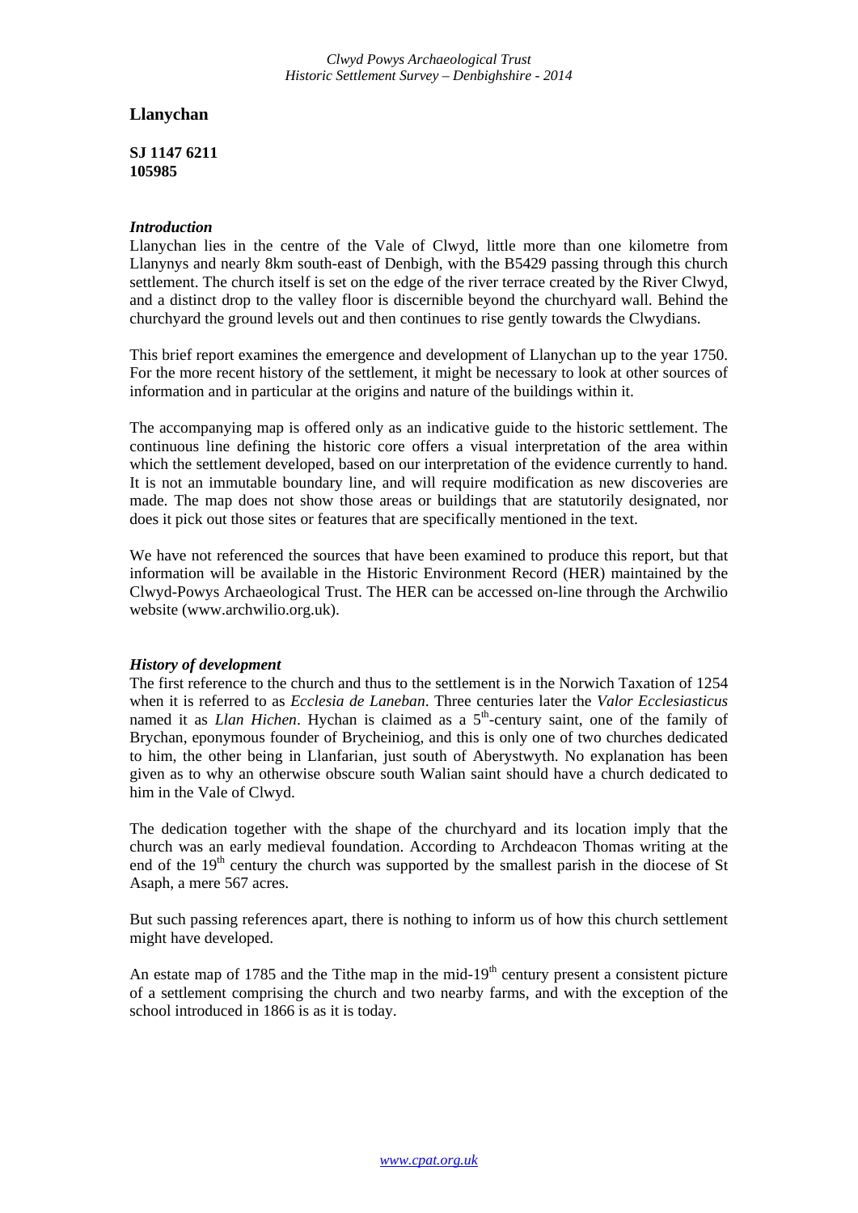# Llanychan

**SJ 1147 6211**
**105985**

### *Introduction*

Llanychan lies in the centre of the Vale of Clwyd, little more than one kilometre from Llanynys and nearly 8km south-east of Denbigh, with the B5429 passing through this church settlement. The church itself is set on the edge of the river terrace created by the River Clwyd, and a distinct drop to the valley floor is discernible beyond the churchyard wall. Behind the churchyard the ground levels out and then continues to rise gently towards the Clwydians.

This brief report examines the emergence and development of Llanychan up to the year 1750. For the more recent history of the settlement, it might be necessary to look at other sources of information and in particular at the origins and nature of the buildings within it.

The accompanying map is offered only as an indicative guide to the historic settlement. The continuous line defining the historic core offers a visual interpretation of the area within which the settlement developed, based on our interpretation of the evidence currently to hand. It is not an immutable boundary line, and will require modification as new discoveries are made. The map does not show those areas or buildings that are statutorily designated, nor does it pick out those sites or features that are specifically mentioned in the text.

We have not referenced the sources that have been examined to produce this report, but that information will be available in the Historic Environment Record (HER) maintained by the Clwyd-Powys Archaeological Trust. The HER can be accessed on-line through the Archwilio website (www.archwilio.org.uk).

### *History of development*

The first reference to the church and thus to the settlement is in the Norwich Taxation of 1254 when it is referred to as *Ecclesia de Laneban*. Three centuries later the *Valor Ecclesiasticus* named it as *Llan Hichen*. Hychan is claimed as a 5th-century saint, one of the family of Brychan, eponymous founder of Brycheiniog, and this is only one of two churches dedicated to him, the other being in Llanfarian, just south of Aberystwyth. No explanation has been given as to why an otherwise obscure south Walian saint should have a church dedicated to him in the Vale of Clwyd.

The dedication together with the shape of the churchyard and its location imply that the church was an early medieval foundation. According to Archdeacon Thomas writing at the end of the 19th century the church was supported by the smallest parish in the diocese of St Asaph, a mere 567 acres.

But such passing references apart, there is nothing to inform us of how this church settlement might have developed.

An estate map of 1785 and the Tithe map in the mid-19th century present a consistent picture of a settlement comprising the church and two nearby farms, and with the exception of the school introduced in 1866 is as it is today.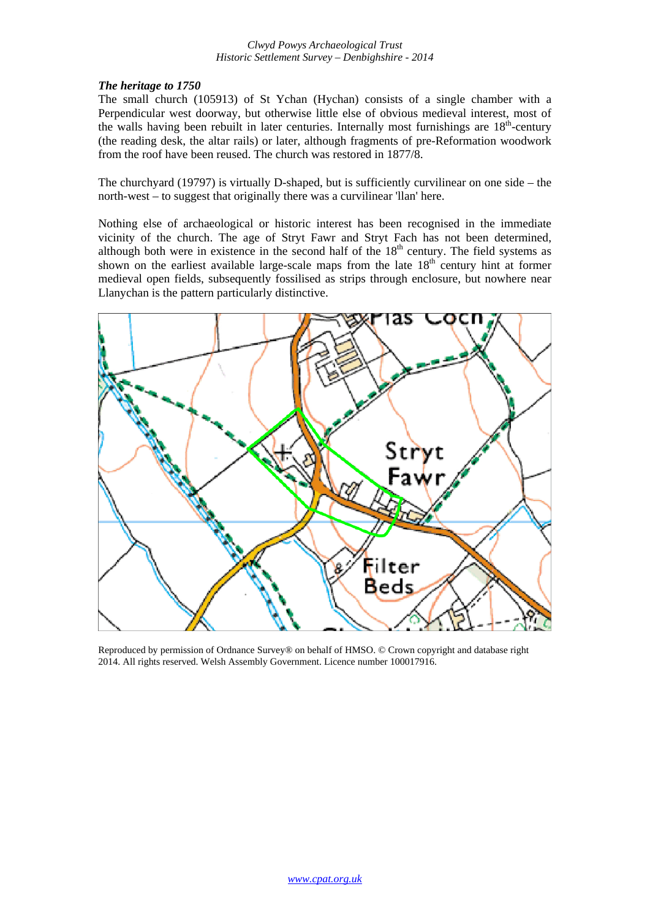## *The heritage to 1750*

The small church (105913) of St Ychan (Hychan) consists of a single chamber with a Perpendicular west doorway, but otherwise little else of obvious medieval interest, most of the walls having been rebuilt in later centuries. Internally most furnishings are 18th-century (the reading desk, the altar rails) or later, although fragments of pre-Reformation woodwork from the roof have been reused. The church was restored in 1877/8.

The churchyard (19797) is virtually D-shaped, but is sufficiently curvilinear on one side – the north-west – to suggest that originally there was a curvilinear 'llan' here.

Nothing else of archaeological or historic interest has been recognised in the immediate vicinity of the church. The age of Stryt Fawr and Stryt Fach has not been determined, although both were in existence in the second half of the 18th century. The field systems as shown on the earliest available large-scale maps from the late 18th century hint at former medieval open fields, subsequently fossilised as strips through enclosure, but nowhere near Llanychan is the pattern particularly distinctive.

Plas Coch

Stryt Fawr

Filter Beds

Reproduced by permission of Ordnance Survey® on behalf of HMSO. © Crown copyright and database right 2014. All rights reserved. Welsh Assembly Government. Licence number 100017916.